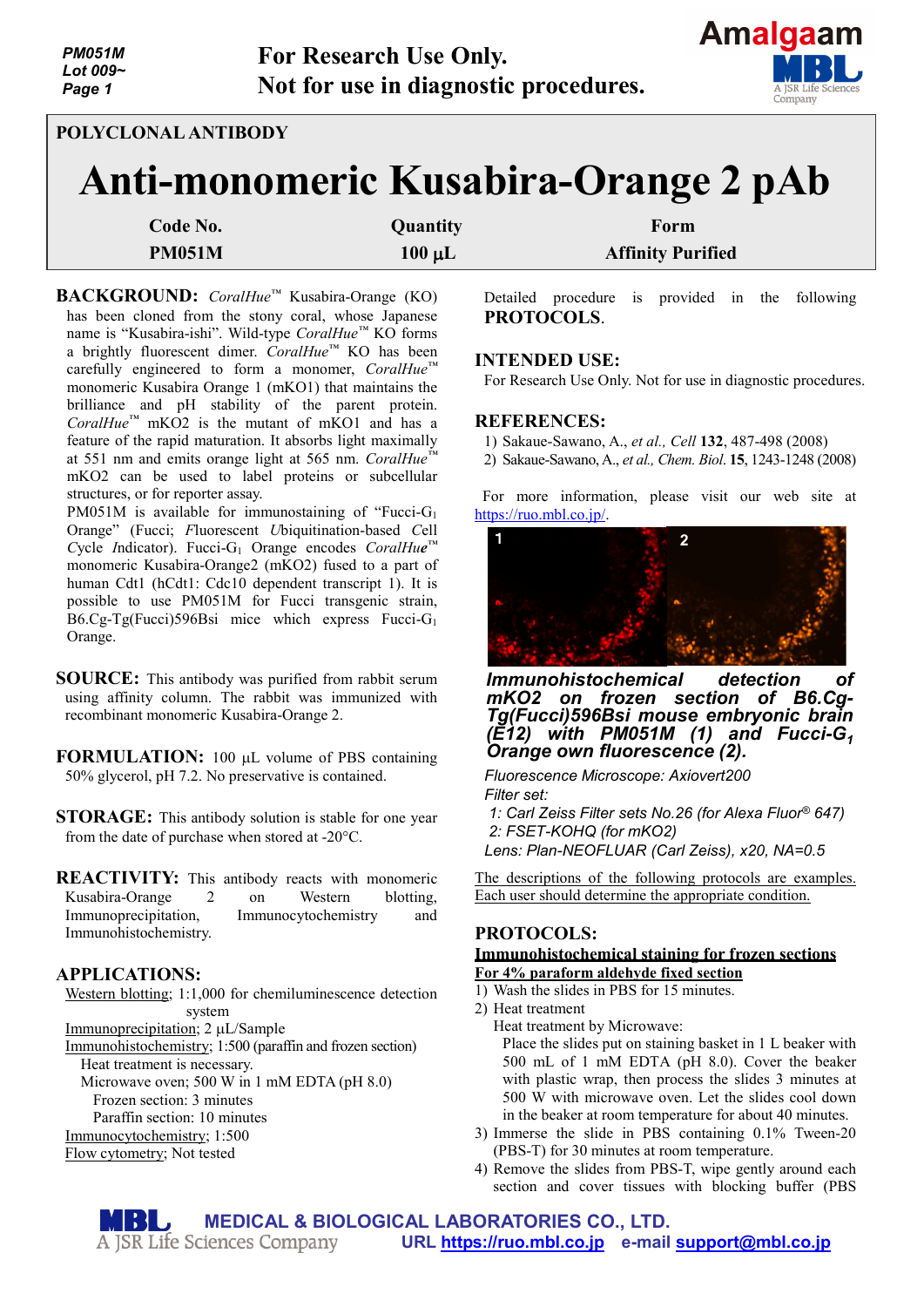For Research Use Only.
Not for use in diagnostic procedures.

POLYCLONAL ANTIBODY

# Anti-monomeric Kusabira-Orange 2 pAb

| Code No. | Quantity | Form |
|---|---|---|
| PM051M | 100 μL | Affinity Purified |

**BACKGROUND:** *CoralHue*™ Kusabira-Orange (KO) has been cloned from the stony coral, whose Japanese name is "Kusabira-ishi". Wild-type *CoralHue*™ KO forms a brightly fluorescent dimer. *CoralHue*™ KO has been carefully engineered to form a monomer, *CoralHue*™ monomeric Kusabira Orange 1 (mKO1) that maintains the brilliance and pH stability of the parent protein. *CoralHue*™ mKO2 is the mutant of mKO1 and has a feature of the rapid maturation. It absorbs light maximally at 551 nm and emits orange light at 565 nm. *CoralHue*™ mKO2 can be used to label proteins or subcellular structures, or for reporter assay.

PM051M is available for immunostaining of "Fucci-$G_1$ Orange" (Fucci; *F*luorescent *U*biquitination-based *C*ell *C*ycle *I*ndicator). Fucci-$G_1$ Orange encodes *CoralHue*™ monomeric Kusabira-Orange2 (mKO2) fused to a part of human Cdt1 (hCdt1: Cdc10 dependent transcript 1). It is possible to use PM051M for Fucci transgenic strain, B6.Cg-Tg(Fucci)596Bsi mice which express Fucci-$G_1$ Orange.

**SOURCE:** This antibody was purified from rabbit serum using affinity column. The rabbit was immunized with recombinant monomeric Kusabira-Orange 2.

**FORMULATION:** 100 μL volume of PBS containing 50% glycerol, pH 7.2. No preservative is contained.

**STORAGE:** This antibody solution is stable for one year from the date of purchase when stored at -20°C.

**REACTIVITY:** This antibody reacts with monomeric Kusabira-Orange 2 on Western blotting, Immunoprecipitation, Immunocytochemistry and Immunohistochemistry.

**APPLICATIONS:**

Western blotting; 1:1,000 for chemiluminescence detection system
Immunoprecipitation; 2 μL/Sample
Immunohistochemistry; 1:500 (paraffin and frozen section)
Heat treatment is necessary.
Microwave oven; 500 W in 1 mM EDTA (pH 8.0)
Frozen section: 3 minutes
Paraffin section: 10 minutes
Immunocytochemistry; 1:500
Flow cytometry; Not tested

Detailed procedure is provided in the following **PROTOCOLS**.

**INTENDED USE:**

For Research Use Only. Not for use in diagnostic procedures.

**REFERENCES:**

1) Sakaue-Sawano, A., *et al., Cell* **132**, 487-498 (2008)
2) Sakaue-Sawano, A., *et al., Chem. Biol.* **15**, 1243-1248 (2008)

For more information, please visit our web site at https://ruo.mbl.co.jp/.

***Immunohistochemical detection of mKO2 on frozen section of B6.Cg-Tg(Fucci)596Bsi mouse embryonic brain (E12) with PM051M (1) and Fucci-$G_1$ Orange own fluorescence (2).***

*Fluorescence Microscope: Axiovert200*
*Filter set:*
*1: Carl Zeiss Filter sets No.26 (for Alexa Fluor® 647)*
*2: FSET-KOHQ (for mKO2)*
*Lens: Plan-NEOFLUAR (Carl Zeiss), x20, NA=0.5*

The descriptions of the following protocols are examples. Each user should determine the appropriate condition.

**PROTOCOLS:**

**Immunohistochemical staining for frozen sections**

**For 4% paraform aldehyde fixed section**

1) Wash the slides in PBS for 15 minutes.
2) Heat treatment
   Heat treatment by Microwave:
   Place the slides put on staining basket in 1 L beaker with 500 mL of 1 mM EDTA (pH 8.0). Cover the beaker with plastic wrap, then process the slides 3 minutes at 500 W with microwave oven. Let the slides cool down in the beaker at room temperature for about 40 minutes.
3) Immerse the slide in PBS containing 0.1% Tween-20 (PBS-T) for 30 minutes at room temperature.
4) Remove the slides from PBS-T, wipe gently around each section and cover tissues with blocking buffer (PBS

MEDICAL & BIOLOGICAL LABORATORIES CO., LTD.
URL https://ruo.mbl.co.jp e-mail support@mbl.co.jp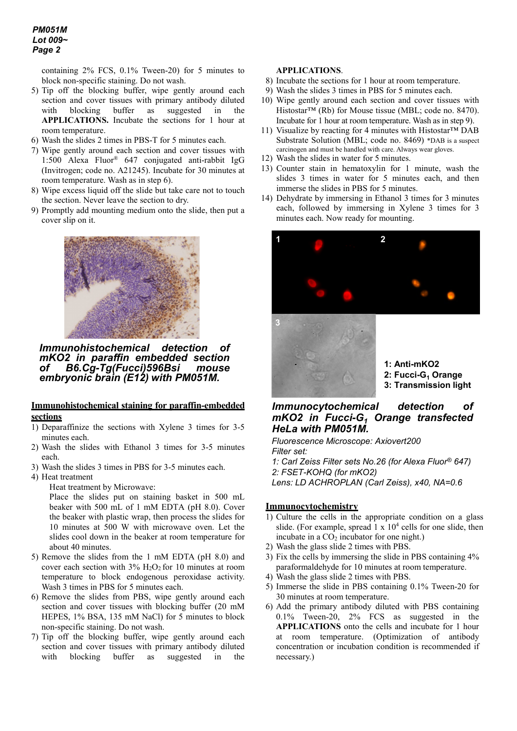containing 2% FCS, 0.1% Tween-20) for 5 minutes to block non-specific staining. Do not wash.

5) Tip off the blocking buffer, wipe gently around each section and cover tissues with primary antibody diluted with blocking buffer as suggested in the **APPLICATIONS.** Incubate the sections for 1 hour at room temperature.
6) Wash the slides 2 times in PBS-T for 5 minutes each.
7) Wipe gently around each section and cover tissues with 1:500 Alexa Fluor® 647 conjugated anti-rabbit IgG (Invitrogen; code no. A21245). Incubate for 30 minutes at room temperature. Wash as in step 6).
8) Wipe excess liquid off the slide but take care not to touch the section. Never leave the section to dry.
9) Promptly add mounting medium onto the slide, then put a cover slip on it.

***Immunohistochemical detection of mKO2 in paraffin embedded section of B6.Cg-Tg(Fucci)596Bsi mouse embryonic brain (E12) with PM051M.***

**Immunohistochemical staining for paraffin-embedded sections**

1) Deparaffinize the sections with Xylene 3 times for 3-5 minutes each.
2) Wash the slides with Ethanol 3 times for 3-5 minutes each.
3) Wash the slides 3 times in PBS for 3-5 minutes each.
4) Heat treatment

   Heat treatment by Microwave:

   Place the slides put on staining basket in 500 mL beaker with 500 mL of 1 mM EDTA (pH 8.0). Cover the beaker with plastic wrap, then process the slides for 10 minutes at 500 W with microwave oven. Let the slides cool down in the beaker at room temperature for about 40 minutes.
5) Remove the slides from the 1 mM EDTA (pH 8.0) and cover each section with 3% $H_2O_2$ for 10 minutes at room temperature to block endogenous peroxidase activity. Wash 3 times in PBS for 5 minutes each.
6) Remove the slides from PBS, wipe gently around each section and cover tissues with blocking buffer (20 mM HEPES, 1% BSA, 135 mM NaCl) for 5 minutes to block non-specific staining. Do not wash.
7) Tip off the blocking buffer, wipe gently around each section and cover tissues with primary antibody diluted with blocking buffer as suggested in the **APPLICATIONS**.
8) Incubate the sections for 1 hour at room temperature.
9) Wash the slides 3 times in PBS for 5 minutes each.
10) Wipe gently around each section and cover tissues with Histostar™ (Rb) for Mouse tissue (MBL; code no. 8470). Incubate for 1 hour at room temperature. Wash as in step 9).
11) Visualize by reacting for 4 minutes with Histostar™ DAB Substrate Solution (MBL; code no. 8469) *DAB is a suspect carcinogen and must be handled with care. Always wear gloves.
12) Wash the slides in water for 5 minutes.
13) Counter stain in hematoxylin for 1 minute, wash the slides 3 times in water for 5 minutes each, and then immerse the slides in PBS for 5 minutes.
14) Dehydrate by immersing in Ethanol 3 times for 3 minutes each, followed by immersing in Xylene 3 times for 3 minutes each. Now ready for mounting.

**1: Anti-mKO2**
**2: Fucci-$G_1$ Orange**
**3: Transmission light**

***Immunocytochemical detection of mKO2 in Fucci-$G_1$ Orange transfected HeLa with PM051M.***

*Fluorescence Microscope: Axiovert200*
*Filter set:*
*1: Carl Zeiss Filter sets No.26 (for Alexa Fluor® 647)*
*2: FSET-KOHQ (for mKO2)*
*Lens: LD ACHROPLAN (Carl Zeiss), x40, NA=0.6*

**Immunocytochemistry**

1) Culture the cells in the appropriate condition on a glass slide. (For example, spread 1 x $10^4$ cells for one slide, then incubate in a $CO_2$ incubator for one night.)
2) Wash the glass slide 2 times with PBS.
3) Fix the cells by immersing the slide in PBS containing 4% paraformaldehyde for 10 minutes at room temperature.
4) Wash the glass slide 2 times with PBS.
5) Immerse the slide in PBS containing 0.1% Tween-20 for 30 minutes at room temperature.
6) Add the primary antibody diluted with PBS containing 0.1% Tween-20, 2% FCS as suggested in the **APPLICATIONS** onto the cells and incubate for 1 hour at room temperature. (Optimization of antibody concentration or incubation condition is recommended if necessary.)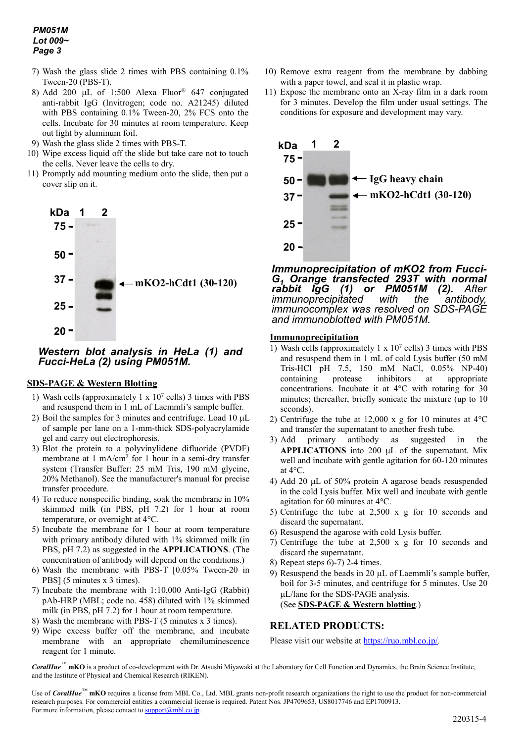7) Wash the glass slide 2 times with PBS containing 0.1% Tween-20 (PBS-T).
8) Add 200 µL of 1:500 Alexa Fluor® 647 conjugated anti-rabbit IgG (Invitrogen; code no. A21245) diluted with PBS containing 0.1% Tween-20, 2% FCS onto the cells. Incubate for 30 minutes at room temperature. Keep out light by aluminum foil.
9) Wash the glass slide 2 times with PBS-T.
10) Wipe excess liquid off the slide but take care not to touch the cells. Never leave the cells to dry.
11) Promptly add mounting medium onto the slide, then put a cover slip on it.

kDa 1 2
75 -
50 -
37 -
25 -
20 -
← mKO2-hCdt1 (30-120)

***Western blot analysis in HeLa (1) and Fucci-HeLa (2) using PM051M.***

## SDS-PAGE & Western Blotting

1) Wash cells (approximately 1 x $10^7$ cells) 3 times with PBS and resuspend them in 1 mL of Laemmli's sample buffer.
2) Boil the samples for 3 minutes and centrifuge. Load 10 µL of sample per lane on a 1-mm-thick SDS-polyacrylamide gel and carry out electrophoresis.
3) Blot the protein to a polyvinylidene difluoride (PVDF) membrane at 1 mA/$cm^2$ for 1 hour in a semi-dry transfer system (Transfer Buffer: 25 mM Tris, 190 mM glycine, 20% Methanol). See the manufacturer's manual for precise transfer procedure.
4) To reduce nonspecific binding, soak the membrane in 10% skimmed milk (in PBS, pH 7.2) for 1 hour at room temperature, or overnight at 4°C.
5) Incubate the membrane for 1 hour at room temperature with primary antibody diluted with 1% skimmed milk (in PBS, pH 7.2) as suggested in the **APPLICATIONS**. (The concentration of antibody will depend on the conditions.)
6) Wash the membrane with PBS-T [0.05% Tween-20 in PBS] (5 minutes x 3 times).
7) Incubate the membrane with 1:10,000 Anti-IgG (Rabbit) pAb-HRP (MBL; code no. 458) diluted with 1% skimmed milk (in PBS, pH 7.2) for 1 hour at room temperature.
8) Wash the membrane with PBS-T (5 minutes x 3 times).
9) Wipe excess buffer off the membrane, and incubate membrane with an appropriate chemiluminescence reagent for 1 minute.
10) Remove extra reagent from the membrane by dabbing with a paper towel, and seal it in plastic wrap.
11) Expose the membrane onto an X-ray film in a dark room for 3 minutes. Develop the film under usual settings. The conditions for exposure and development may vary.

kDa 1 2
75 -
50 -
37 -
25 -
20 -
← IgG heavy chain
← mKO2-hCdt1 (30-120)

***Immunoprecipitation of mKO2 from Fucci-$G_1$ Orange transfected 293T with normal rabbit IgG (1) or PM051M (2).*** *After immunoprecipitated with the antibody, immunocomplex was resolved on SDS-PAGE and immunoblotted with PM051M.*

## Immunoprecipitation

1) Wash cells (approximately 1 x $10^7$ cells) 3 times with PBS and resuspend them in 1 mL of cold Lysis buffer (50 mM Tris-HCl pH 7.5, 150 mM NaCl, 0.05% NP-40) containing protease inhibitors at appropriate concentrations. Incubate it at 4°C with rotating for 30 minutes; thereafter, briefly sonicate the mixture (up to 10 seconds).
2) Centrifuge the tube at 12,000 x g for 10 minutes at 4°C and transfer the supernatant to another fresh tube.
3) Add primary antibody as suggested in the **APPLICATIONS** into 200 µL of the supernatant. Mix well and incubate with gentle agitation for 60-120 minutes at 4°C.
4) Add 20 µL of 50% protein A agarose beads resuspended in the cold Lysis buffer. Mix well and incubate with gentle agitation for 60 minutes at 4°C.
5) Centrifuge the tube at 2,500 x g for 10 seconds and discard the supernatant.
6) Resuspend the agarose with cold Lysis buffer.
7) Centrifuge the tube at 2,500 x g for 10 seconds and discard the supernatant.
8) Repeat steps 6)-7) 2-4 times.
9) Resuspend the beads in 20 µL of Laemmli's sample buffer, boil for 3-5 minutes, and centrifuge for 5 minutes. Use 20 µL/lane for the SDS-PAGE analysis.
   (See **SDS-PAGE & Western blotting**.)

## RELATED PRODUCTS:

Please visit our website at https://ruo.mbl.co.jp/.

***CoralHue***™ **mKO** is a product of co-development with Dr. Atsushi Miyawaki at the Laboratory for Cell Function and Dynamics, the Brain Science Institute, and the Institute of Physical and Chemical Research (RIKEN).

Use of ***CoralHue***™ **mKO** requires a license from MBL Co., Ltd. MBL grants non-profit research organizations the right to use the product for non-commercial research purposes. For commercial entities a commercial license is required. Patent Nos. JP4709653, US8017746 and EP1700913.
For more information, please contact to support@mbl.co.jp.

220315-4